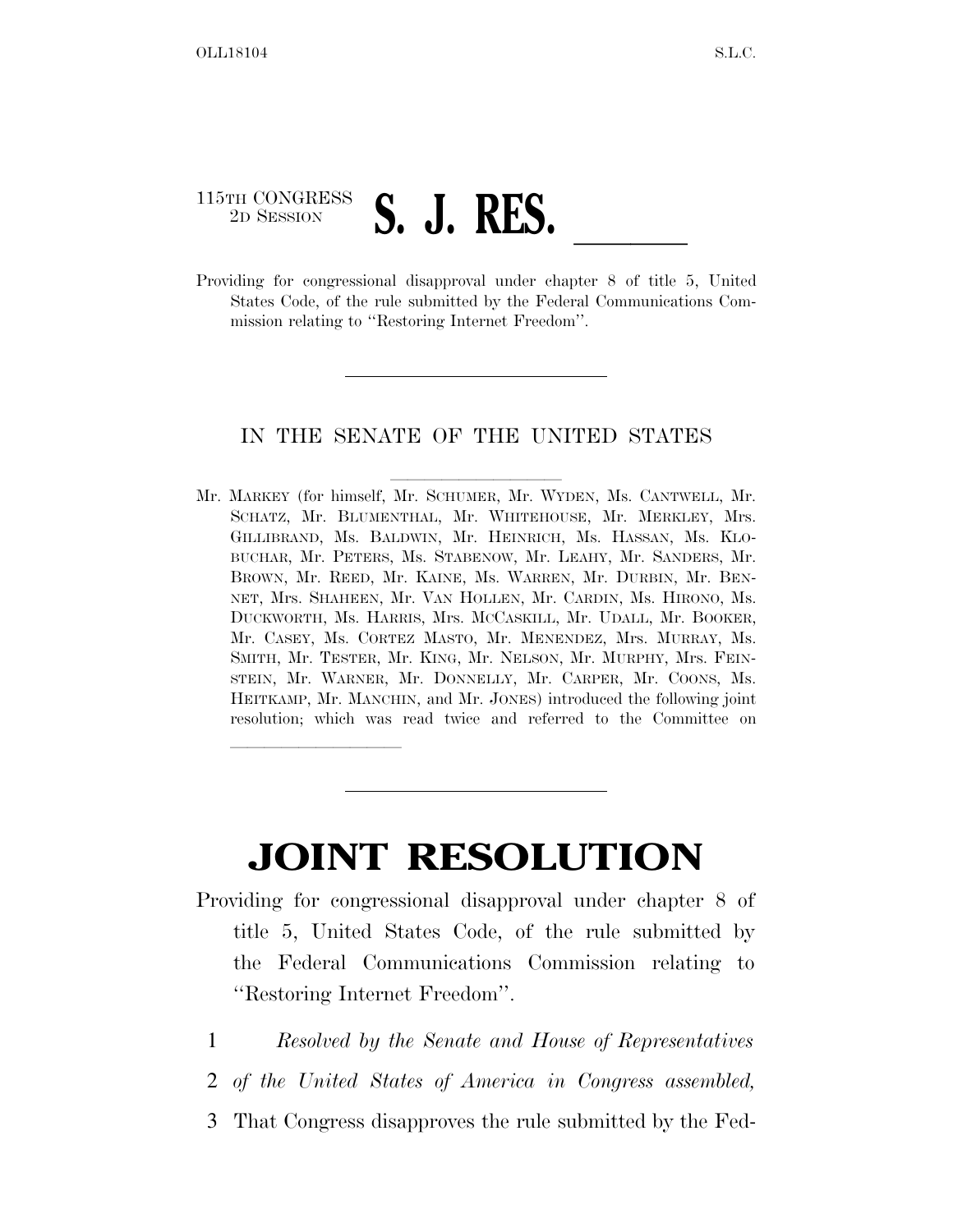115TH CONGRESS
2D SESSION

# S. J. RES. ______

Providing for congressional disapproval under chapter 8 of title 5, United States Code, of the rule submitted by the Federal Communications Commission relating to ''Restoring Internet Freedom''.

---

IN THE SENATE OF THE UNITED STATES

Mr. MARKEY (for himself, Mr. SCHUMER, Mr. WYDEN, Ms. CANTWELL, Mr. SCHATZ, Mr. BLUMENTHAL, Mr. WHITEHOUSE, Mr. MERKLEY, Mrs. GILLIBRAND, Ms. BALDWIN, Mr. HEINRICH, Ms. HASSAN, Ms. KLOBUCHAR, Mr. PETERS, Ms. STABENOW, Mr. LEAHY, Mr. SANDERS, Mr. BROWN, Mr. REED, Mr. KAINE, Ms. WARREN, Mr. DURBIN, Mr. BENNET, Mrs. SHAHEEN, Mr. VAN HOLLEN, Mr. CARDIN, Ms. HIRONO, Ms. DUCKWORTH, Ms. HARRIS, Mrs. MCCASKILL, Mr. UDALL, Mr. BOOKER, Mr. CASEY, Ms. CORTEZ MASTO, Mr. MENENDEZ, Mrs. MURRAY, Ms. SMITH, Mr. TESTER, Mr. KING, Mr. NELSON, Mr. MURPHY, Mrs. FEINSTEIN, Mr. WARNER, Mr. DONNELLY, Mr. CARPER, Mr. COONS, Ms. HEITKAMP, Mr. MANCHIN, and Mr. JONES) introduced the following joint resolution; which was read twice and referred to the Committee on ______

---

# JOINT RESOLUTION

Providing for congressional disapproval under chapter 8 of title 5, United States Code, of the rule submitted by the Federal Communications Commission relating to ''Restoring Internet Freedom''.

1 *Resolved by the Senate and House of Representatives*
2 *of the United States of America in Congress assembled,*
3 That Congress disapproves the rule submitted by the Fed-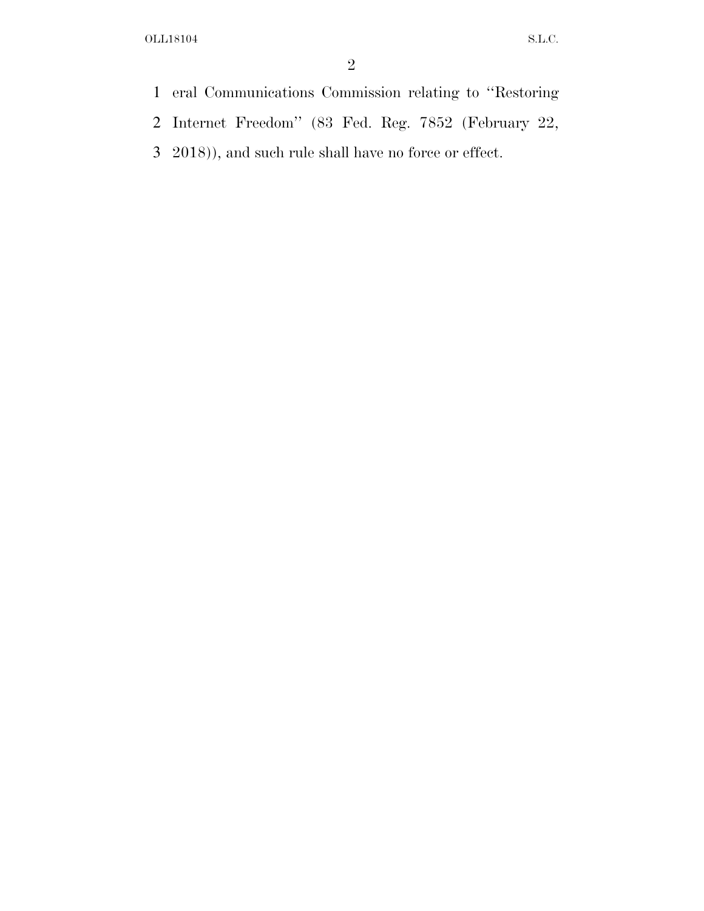eral Communications Commission relating to ''Restoring Internet Freedom'' (83 Fed. Reg. 7852 (February 22, 2018)), and such rule shall have no force or effect.